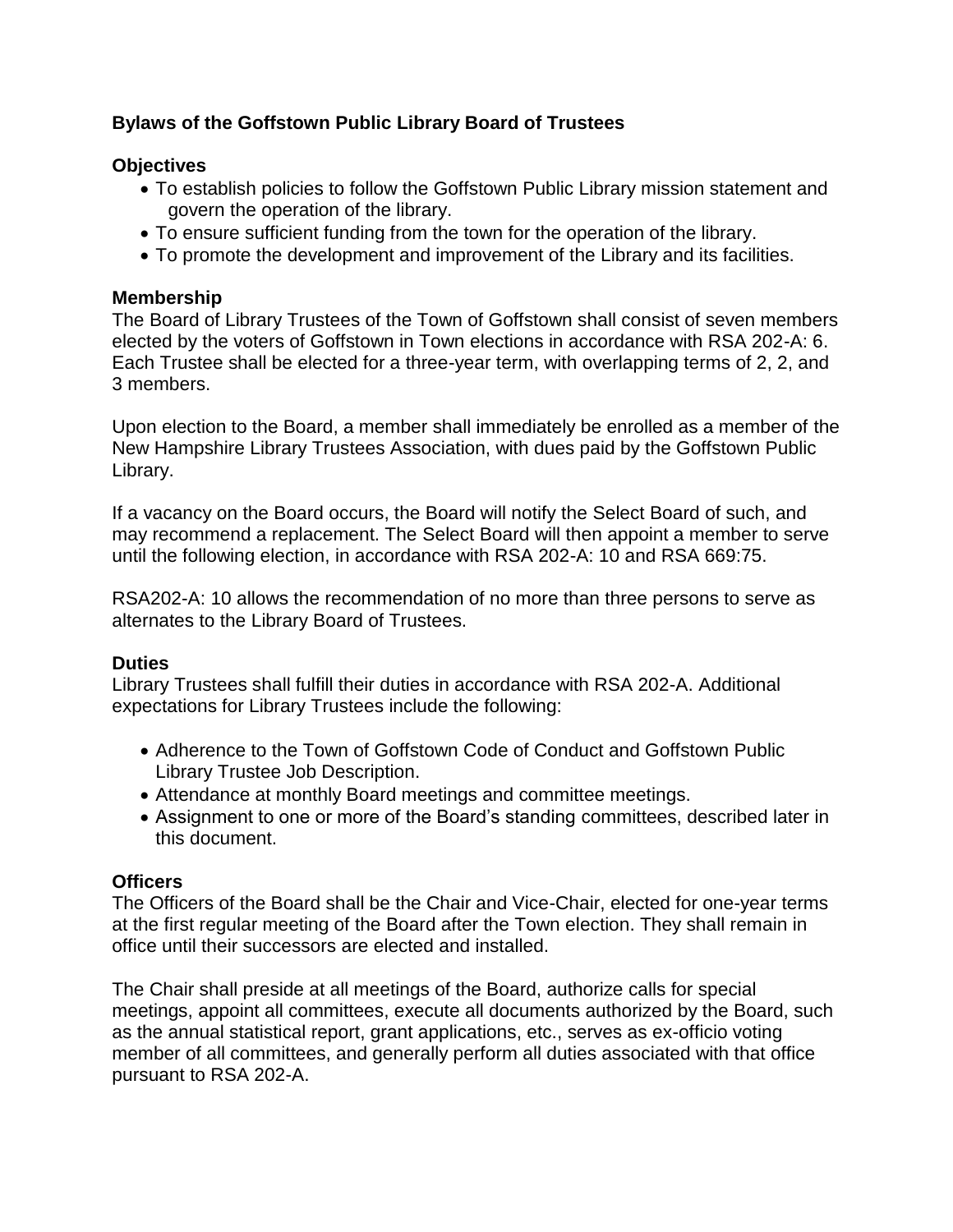# Bylaws of the Goffstown Public Library Board of Trustees

## Objectives

- To establish policies to follow the Goffstown Public Library mission statement and govern the operation of the library.
- To ensure sufficient funding from the town for the operation of the library.
- To promote the development and improvement of the Library and its facilities.

## Membership

The Board of Library Trustees of the Town of Goffstown shall consist of seven members elected by the voters of Goffstown in Town elections in accordance with RSA 202-A: 6. Each Trustee shall be elected for a three-year term, with overlapping terms of 2, 2, and 3 members.

Upon election to the Board, a member shall immediately be enrolled as a member of the New Hampshire Library Trustees Association, with dues paid by the Goffstown Public Library.

If a vacancy on the Board occurs, the Board will notify the Select Board of such, and may recommend a replacement. The Select Board will then appoint a member to serve until the following election, in accordance with RSA 202-A: 10 and RSA 669:75.

RSA202-A: 10 allows the recommendation of no more than three persons to serve as alternates to the Library Board of Trustees.

## Duties

Library Trustees shall fulfill their duties in accordance with RSA 202-A. Additional expectations for Library Trustees include the following:

- Adherence to the Town of Goffstown Code of Conduct and Goffstown Public Library Trustee Job Description.
- Attendance at monthly Board meetings and committee meetings.
- Assignment to one or more of the Board's standing committees, described later in this document.

## Officers

The Officers of the Board shall be the Chair and Vice-Chair, elected for one-year terms at the first regular meeting of the Board after the Town election. They shall remain in office until their successors are elected and installed.

The Chair shall preside at all meetings of the Board, authorize calls for special meetings, appoint all committees, execute all documents authorized by the Board, such as the annual statistical report, grant applications, etc., serves as ex-officio voting member of all committees, and generally perform all duties associated with that office pursuant to RSA 202-A.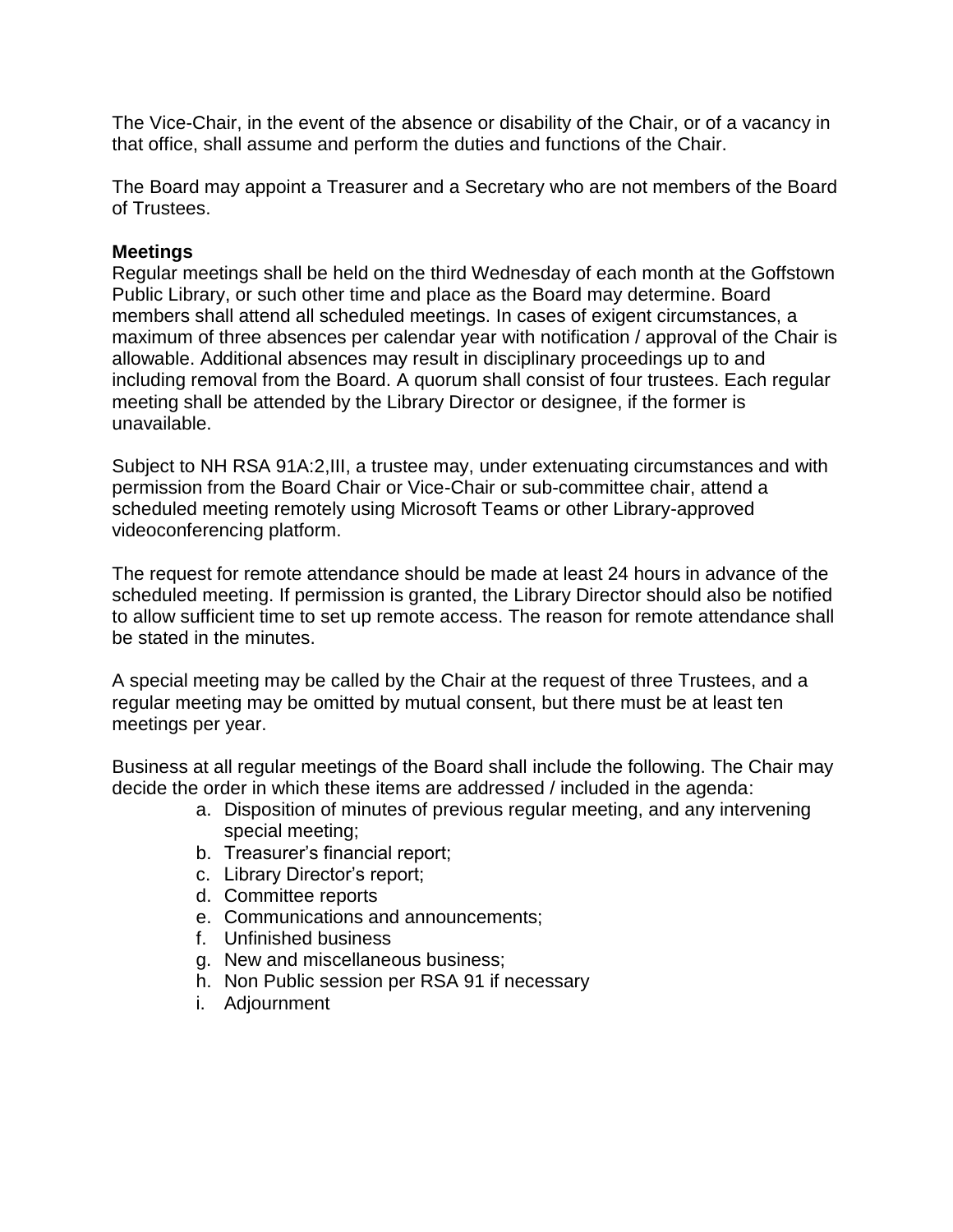The Vice-Chair, in the event of the absence or disability of the Chair, or of a vacancy in that office, shall assume and perform the duties and functions of the Chair.

The Board may appoint a Treasurer and a Secretary who are not members of the Board of Trustees.

**Meetings**

Regular meetings shall be held on the third Wednesday of each month at the Goffstown Public Library, or such other time and place as the Board may determine. Board members shall attend all scheduled meetings. In cases of exigent circumstances, a maximum of three absences per calendar year with notification / approval of the Chair is allowable. Additional absences may result in disciplinary proceedings up to and including removal from the Board. A quorum shall consist of four trustees. Each regular meeting shall be attended by the Library Director or designee, if the former is unavailable.

Subject to NH RSA 91A:2,III, a trustee may, under extenuating circumstances and with permission from the Board Chair or Vice-Chair or sub-committee chair, attend a scheduled meeting remotely using Microsoft Teams or other Library-approved videoconferencing platform.

The request for remote attendance should be made at least 24 hours in advance of the scheduled meeting. If permission is granted, the Library Director should also be notified to allow sufficient time to set up remote access. The reason for remote attendance shall be stated in the minutes.

A special meeting may be called by the Chair at the request of three Trustees, and a regular meeting may be omitted by mutual consent, but there must be at least ten meetings per year.

Business at all regular meetings of the Board shall include the following. The Chair may decide the order in which these items are addressed / included in the agenda:

a. Disposition of minutes of previous regular meeting, and any intervening special meeting;
b. Treasurer's financial report;
c. Library Director's report;
d. Committee reports
e. Communications and announcements;
f. Unfinished business
g. New and miscellaneous business;
h. Non Public session per RSA 91 if necessary
i. Adjournment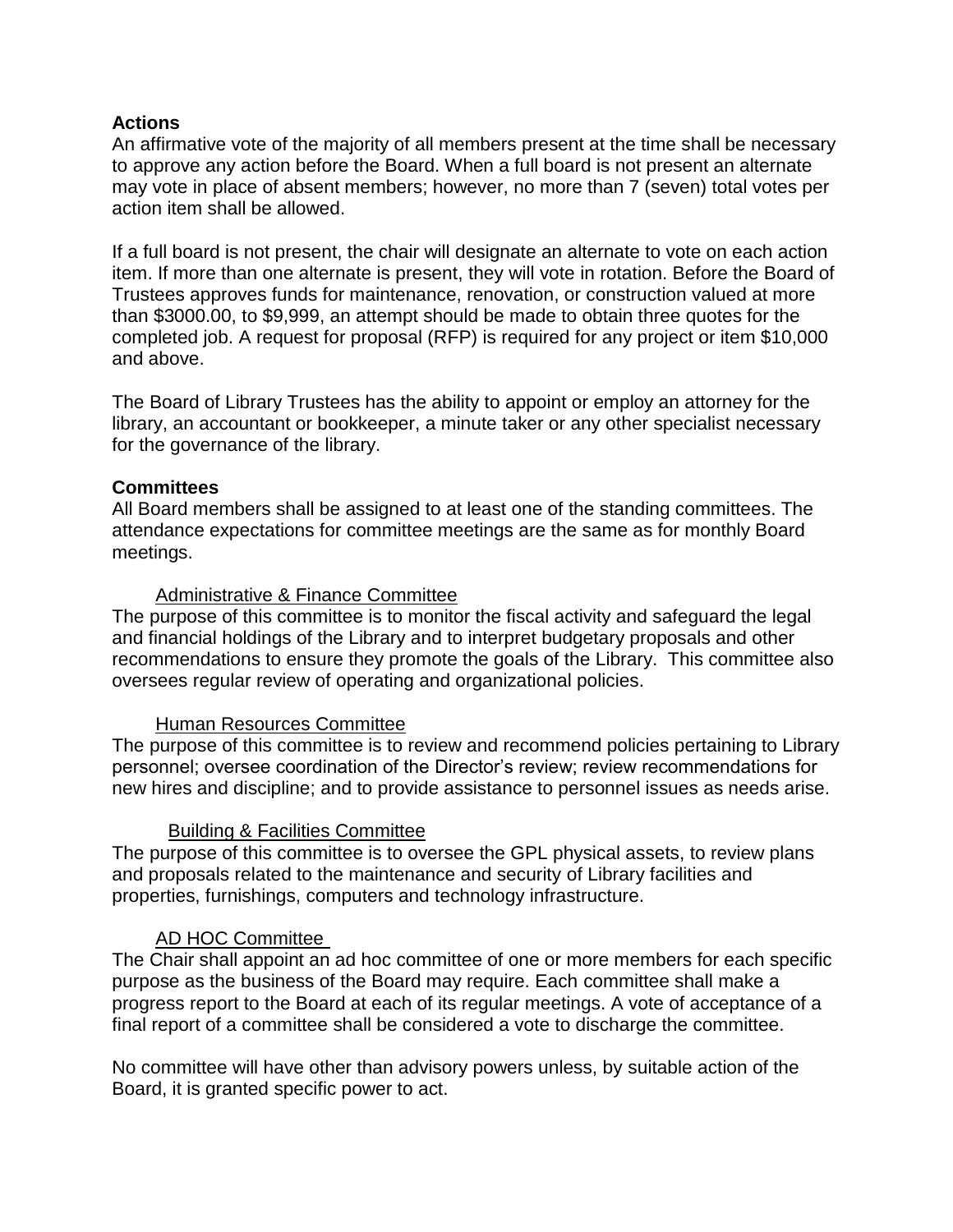**Actions**

An affirmative vote of the majority of all members present at the time shall be necessary to approve any action before the Board. When a full board is not present an alternate may vote in place of absent members; however, no more than 7 (seven) total votes per action item shall be allowed.

If a full board is not present, the chair will designate an alternate to vote on each action item. If more than one alternate is present, they will vote in rotation. Before the Board of Trustees approves funds for maintenance, renovation, or construction valued at more than $3000.00, to $9,999, an attempt should be made to obtain three quotes for the completed job. A request for proposal (RFP) is required for any project or item $10,000 and above.

The Board of Library Trustees has the ability to appoint or employ an attorney for the library, an accountant or bookkeeper, a minute taker or any other specialist necessary for the governance of the library.

**Committees**

All Board members shall be assigned to at least one of the standing committees. The attendance expectations for committee meetings are the same as for monthly Board meetings.

<u>Administrative & Finance Committee</u>

The purpose of this committee is to monitor the fiscal activity and safeguard the legal and financial holdings of the Library and to interpret budgetary proposals and other recommendations to ensure they promote the goals of the Library. This committee also oversees regular review of operating and organizational policies.

<u>Human Resources Committee</u>

The purpose of this committee is to review and recommend policies pertaining to Library personnel; oversee coordination of the Director's review; review recommendations for new hires and discipline; and to provide assistance to personnel issues as needs arise.

<u>Building & Facilities Committee</u>

The purpose of this committee is to oversee the GPL physical assets, to review plans and proposals related to the maintenance and security of Library facilities and properties, furnishings, computers and technology infrastructure.

<u>AD HOC Committee</u>

The Chair shall appoint an ad hoc committee of one or more members for each specific purpose as the business of the Board may require. Each committee shall make a progress report to the Board at each of its regular meetings. A vote of acceptance of a final report of a committee shall be considered a vote to discharge the committee.

No committee will have other than advisory powers unless, by suitable action of the Board, it is granted specific power to act.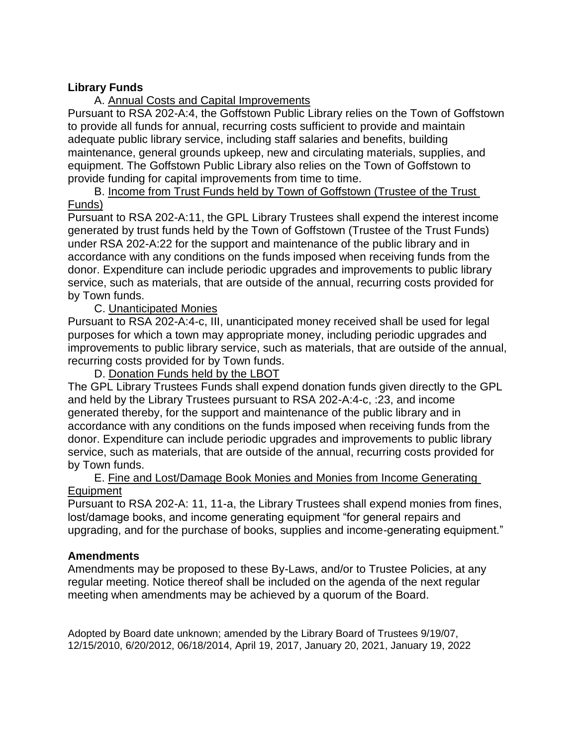**Library Funds**

A. <u>Annual Costs and Capital Improvements</u>

Pursuant to RSA 202-A:4, the Goffstown Public Library relies on the Town of Goffstown to provide all funds for annual, recurring costs sufficient to provide and maintain adequate public library service, including staff salaries and benefits, building maintenance, general grounds upkeep, new and circulating materials, supplies, and equipment. The Goffstown Public Library also relies on the Town of Goffstown to provide funding for capital improvements from time to time.

B. <u>Income from Trust Funds held by Town of Goffstown (Trustee of the Trust Funds)</u>

Pursuant to RSA 202-A:11, the GPL Library Trustees shall expend the interest income generated by trust funds held by the Town of Goffstown (Trustee of the Trust Funds) under RSA 202-A:22 for the support and maintenance of the public library and in accordance with any conditions on the funds imposed when receiving funds from the donor. Expenditure can include periodic upgrades and improvements to public library service, such as materials, that are outside of the annual, recurring costs provided for by Town funds.

C. <u>Unanticipated Monies</u>

Pursuant to RSA 202-A:4-c, III, unanticipated money received shall be used for legal purposes for which a town may appropriate money, including periodic upgrades and improvements to public library service, such as materials, that are outside of the annual, recurring costs provided for by Town funds.

D. <u>Donation Funds held by the LBOT</u>

The GPL Library Trustees Funds shall expend donation funds given directly to the GPL and held by the Library Trustees pursuant to RSA 202-A:4-c, :23, and income generated thereby, for the support and maintenance of the public library and in accordance with any conditions on the funds imposed when receiving funds from the donor. Expenditure can include periodic upgrades and improvements to public library service, such as materials, that are outside of the annual, recurring costs provided for by Town funds.

E. <u>Fine and Lost/Damage Book Monies and Monies from Income Generating Equipment</u>

Pursuant to RSA 202-A: 11, 11-a, the Library Trustees shall expend monies from fines, lost/damage books, and income generating equipment "for general repairs and upgrading, and for the purchase of books, supplies and income-generating equipment."

**Amendments**

Amendments may be proposed to these By-Laws, and/or to Trustee Policies, at any regular meeting. Notice thereof shall be included on the agenda of the next regular meeting when amendments may be achieved by a quorum of the Board.

Adopted by Board date unknown; amended by the Library Board of Trustees 9/19/07, 12/15/2010, 6/20/2012, 06/18/2014, April 19, 2017, January 20, 2021, January 19, 2022